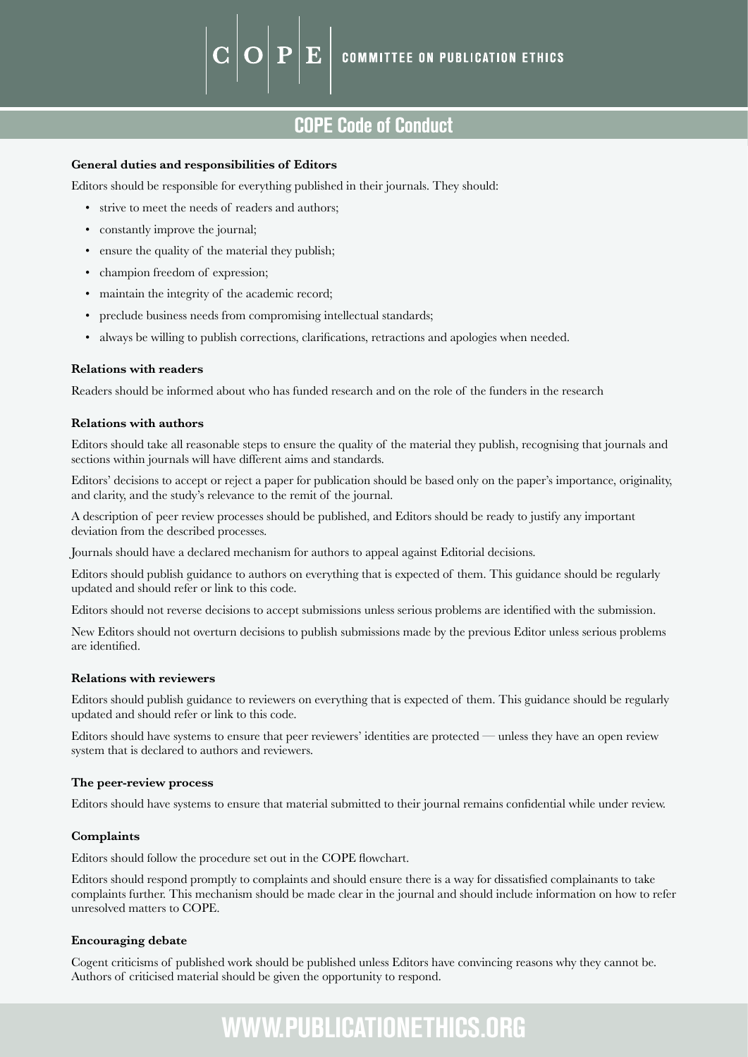# COMMITTEE ON PUBLICATION ETHICS

## COPE Code of Conduct

**General duties and responsibilities of Editors**

Editors should be responsible for everything published in their journals. They should:

- strive to meet the needs of readers and authors;
- constantly improve the journal;
- ensure the quality of the material they publish;
- champion freedom of expression;
- maintain the integrity of the academic record;
- preclude business needs from compromising intellectual standards;
- always be willing to publish corrections, clarifications, retractions and apologies when needed.

**Relations with readers**

Readers should be informed about who has funded research and on the role of the funders in the research

**Relations with authors**

Editors should take all reasonable steps to ensure the quality of the material they publish, recognising that journals and sections within journals will have different aims and standards.

Editors' decisions to accept or reject a paper for publication should be based only on the paper's importance, originality, and clarity, and the study's relevance to the remit of the journal.

A description of peer review processes should be published, and Editors should be ready to justify any important deviation from the described processes.

Journals should have a declared mechanism for authors to appeal against Editorial decisions.

Editors should publish guidance to authors on everything that is expected of them. This guidance should be regularly updated and should refer or link to this code.

Editors should not reverse decisions to accept submissions unless serious problems are identified with the submission.

New Editors should not overturn decisions to publish submissions made by the previous Editor unless serious problems are identified.

**Relations with reviewers**

Editors should publish guidance to reviewers on everything that is expected of them. This guidance should be regularly updated and should refer or link to this code.

Editors should have systems to ensure that peer reviewers' identities are protected — unless they have an open review system that is declared to authors and reviewers.

**The peer-review process**

Editors should have systems to ensure that material submitted to their journal remains confidential while under review.

**Complaints**

Editors should follow the procedure set out in the COPE flowchart.

Editors should respond promptly to complaints and should ensure there is a way for dissatisfied complainants to take complaints further. This mechanism should be made clear in the journal and should include information on how to refer unresolved matters to COPE.

**Encouraging debate**

Cogent criticisms of published work should be published unless Editors have convincing reasons why they cannot be. Authors of criticised material should be given the opportunity to respond.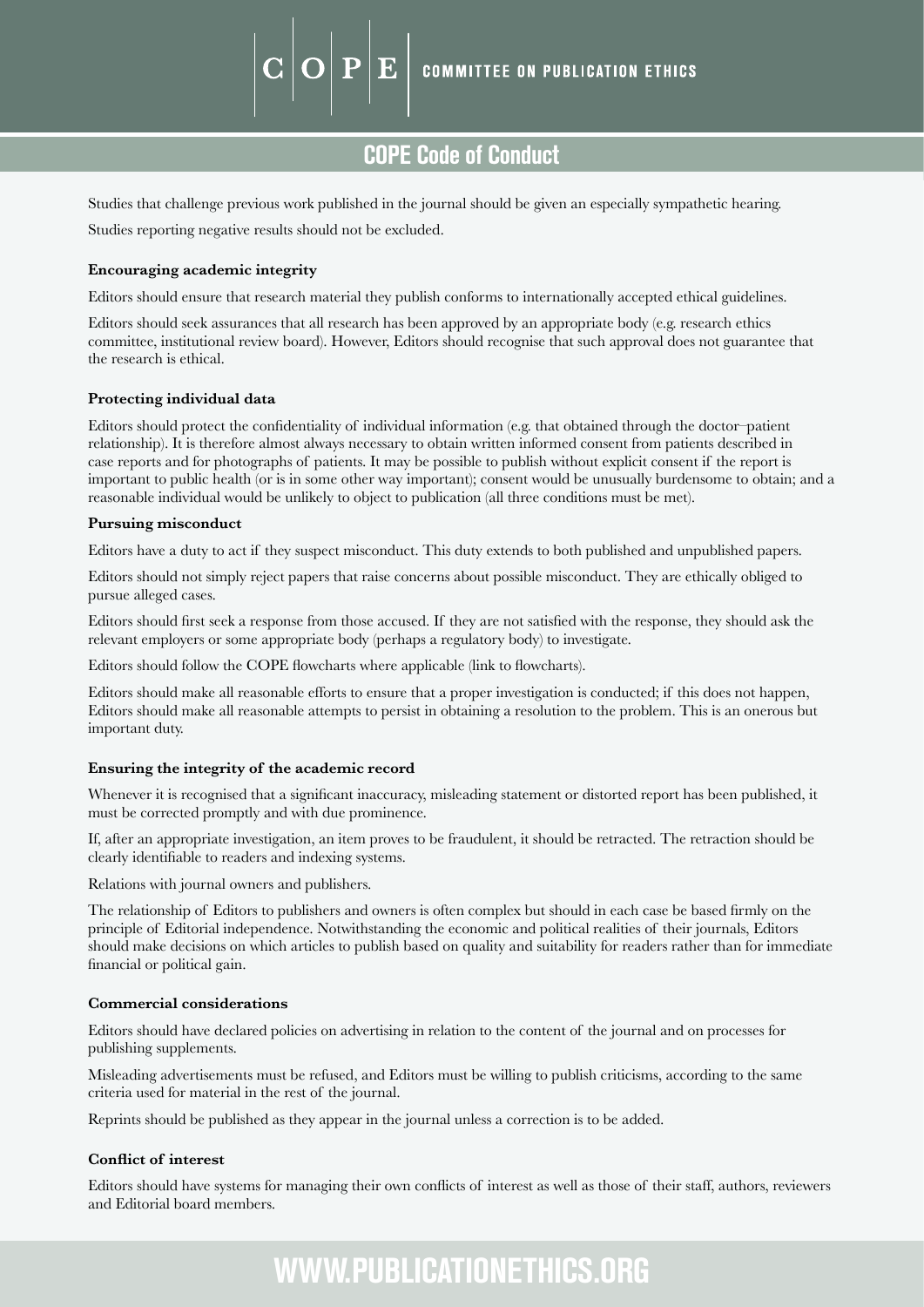Studies that challenge previous work published in the journal should be given an especially sympathetic hearing.

Studies reporting negative results should not be excluded.

**Encouraging academic integrity**

Editors should ensure that research material they publish conforms to internationally accepted ethical guidelines.

Editors should seek assurances that all research has been approved by an appropriate body (e.g. research ethics committee, institutional review board). However, Editors should recognise that such approval does not guarantee that the research is ethical.

**Protecting individual data**

Editors should protect the confidentiality of individual information (e.g. that obtained through the doctor–patient relationship). It is therefore almost always necessary to obtain written informed consent from patients described in case reports and for photographs of patients. It may be possible to publish without explicit consent if the report is important to public health (or is in some other way important); consent would be unusually burdensome to obtain; and a reasonable individual would be unlikely to object to publication (all three conditions must be met).

**Pursuing misconduct**

Editors have a duty to act if they suspect misconduct. This duty extends to both published and unpublished papers.

Editors should not simply reject papers that raise concerns about possible misconduct. They are ethically obliged to pursue alleged cases.

Editors should first seek a response from those accused. If they are not satisfied with the response, they should ask the relevant employers or some appropriate body (perhaps a regulatory body) to investigate.

Editors should follow the COPE flowcharts where applicable (link to flowcharts).

Editors should make all reasonable efforts to ensure that a proper investigation is conducted; if this does not happen, Editors should make all reasonable attempts to persist in obtaining a resolution to the problem. This is an onerous but important duty.

**Ensuring the integrity of the academic record**

Whenever it is recognised that a significant inaccuracy, misleading statement or distorted report has been published, it must be corrected promptly and with due prominence.

If, after an appropriate investigation, an item proves to be fraudulent, it should be retracted. The retraction should be clearly identifiable to readers and indexing systems.

Relations with journal owners and publishers.

The relationship of Editors to publishers and owners is often complex but should in each case be based firmly on the principle of Editorial independence. Notwithstanding the economic and political realities of their journals, Editors should make decisions on which articles to publish based on quality and suitability for readers rather than for immediate financial or political gain.

**Commercial considerations**

Editors should have declared policies on advertising in relation to the content of the journal and on processes for publishing supplements.

Misleading advertisements must be refused, and Editors must be willing to publish criticisms, according to the same criteria used for material in the rest of the journal.

Reprints should be published as they appear in the journal unless a correction is to be added.

**Conflict of interest**

Editors should have systems for managing their own conflicts of interest as well as those of their staff, authors, reviewers and Editorial board members.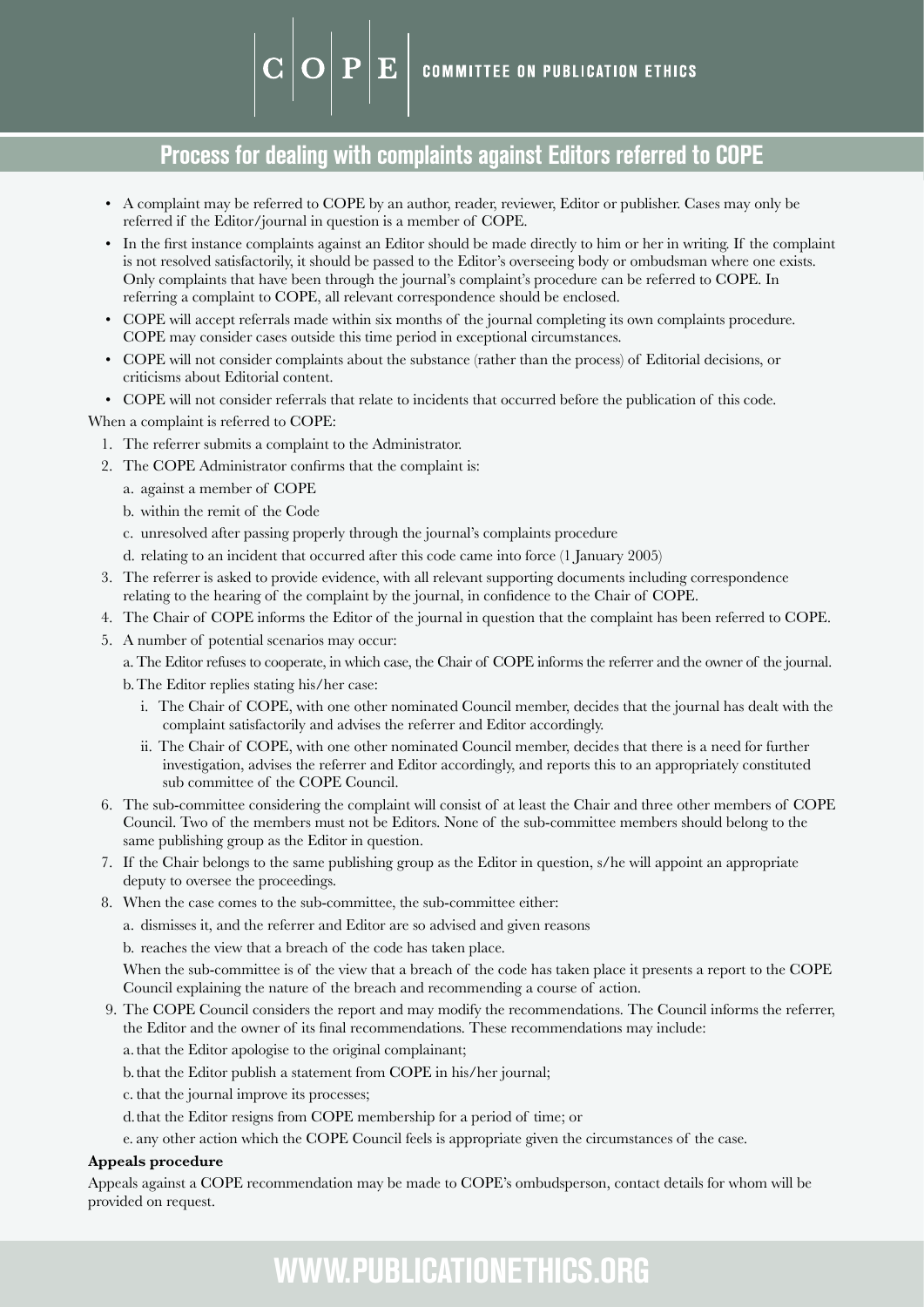# COPE COMMITTEE ON PUBLICATION ETHICS

## Process for dealing with complaints against Editors referred to COPE

- A complaint may be referred to COPE by an author, reader, reviewer, Editor or publisher. Cases may only be referred if the Editor/journal in question is a member of COPE.
- In the first instance complaints against an Editor should be made directly to him or her in writing. If the complaint is not resolved satisfactorily, it should be passed to the Editor's overseeing body or ombudsman where one exists. Only complaints that have been through the journal's complaint's procedure can be referred to COPE. In referring a complaint to COPE, all relevant correspondence should be enclosed.
- COPE will accept referrals made within six months of the journal completing its own complaints procedure. COPE may consider cases outside this time period in exceptional circumstances.
- COPE will not consider complaints about the substance (rather than the process) of Editorial decisions, or criticisms about Editorial content.
- COPE will not consider referrals that relate to incidents that occurred before the publication of this code.

When a complaint is referred to COPE:

1. The referrer submits a complaint to the Administrator.
2. The COPE Administrator confirms that the complaint is:
   a. against a member of COPE
   b. within the remit of the Code
   c. unresolved after passing properly through the journal's complaints procedure
   d. relating to an incident that occurred after this code came into force (1 January 2005)
3. The referrer is asked to provide evidence, with all relevant supporting documents including correspondence relating to the hearing of the complaint by the journal, in confidence to the Chair of COPE.
4. The Chair of COPE informs the Editor of the journal in question that the complaint has been referred to COPE.
5. A number of potential scenarios may occur:
   a. The Editor refuses to cooperate, in which case, the Chair of COPE informs the referrer and the owner of the journal.
   b. The Editor replies stating his/her case:
      i. The Chair of COPE, with one other nominated Council member, decides that the journal has dealt with the complaint satisfactorily and advises the referrer and Editor accordingly.
      ii. The Chair of COPE, with one other nominated Council member, decides that there is a need for further investigation, advises the referrer and Editor accordingly, and reports this to an appropriately constituted sub committee of the COPE Council.
6. The sub-committee considering the complaint will consist of at least the Chair and three other members of COPE Council. Two of the members must not be Editors. None of the sub-committee members should belong to the same publishing group as the Editor in question.
7. If the Chair belongs to the same publishing group as the Editor in question, s/he will appoint an appropriate deputy to oversee the proceedings.
8. When the case comes to the sub-committee, the sub-committee either:
   a. dismisses it, and the referrer and Editor are so advised and given reasons
   b. reaches the view that a breach of the code has taken place.

   When the sub-committee is of the view that a breach of the code has taken place it presents a report to the COPE Council explaining the nature of the breach and recommending a course of action.
9. The COPE Council considers the report and may modify the recommendations. The Council informs the referrer, the Editor and the owner of its final recommendations. These recommendations may include:
   a. that the Editor apologise to the original complainant;
   b. that the Editor publish a statement from COPE in his/her journal;
   c. that the journal improve its processes;
   d. that the Editor resigns from COPE membership for a period of time; or
   e. any other action which the COPE Council feels is appropriate given the circumstances of the case.

**Appeals procedure**

Appeals against a COPE recommendation may be made to COPE's ombudsperson, contact details for whom will be provided on request.

WWW.PUBLICATIONETHICS.ORG